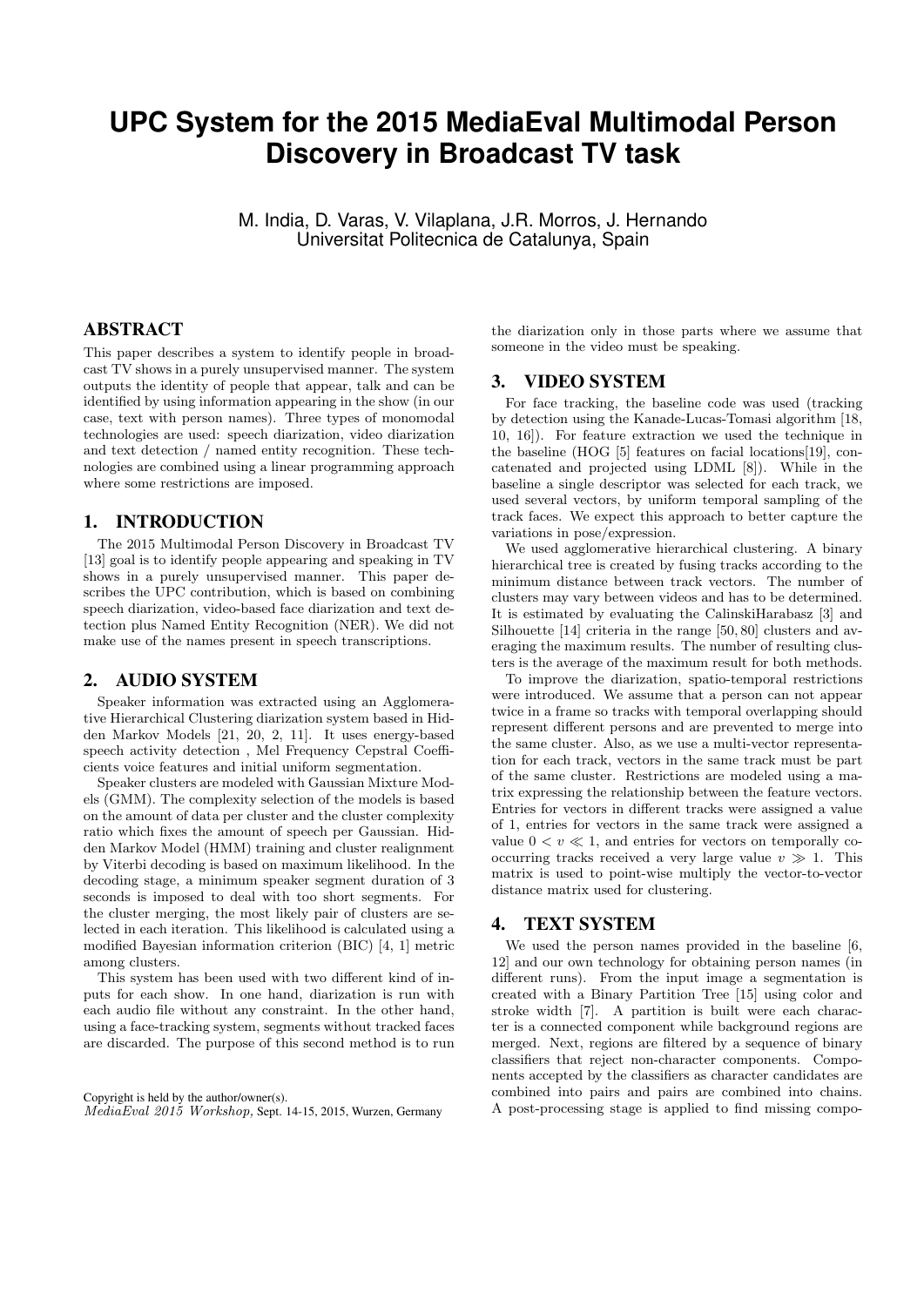# UPC System for the 2015 MediaEval Multimodal Person Discovery in Broadcast TV task

M. India, D. Varas, V. Vilaplana, J.R. Morros, J. Hernando
Universitat Politecnica de Catalunya, Spain

## ABSTRACT

This paper describes a system to identify people in broadcast TV shows in a purely unsupervised manner. The system outputs the identity of people that appear, talk and can be identified by using information appearing in the show (in our case, text with person names). Three types of monomodal technologies are used: speech diarization, video diarization and text detection / named entity recognition. These technologies are combined using a linear programming approach where some restrictions are imposed.

## 1. INTRODUCTION

The 2015 Multimodal Person Discovery in Broadcast TV [13] goal is to identify people appearing and speaking in TV shows in a purely unsupervised manner. This paper describes the UPC contribution, which is based on combining speech diarization, video-based face diarization and text detection plus Named Entity Recognition (NER). We did not make use of the names present in speech transcriptions.

## 2. AUDIO SYSTEM

Speaker information was extracted using an Agglomerative Hierarchical Clustering diarization system based in Hidden Markov Models [21, 20, 2, 11]. It uses energy-based speech activity detection , Mel Frequency Cepstral Coefficients voice features and initial uniform segmentation.

Speaker clusters are modeled with Gaussian Mixture Models (GMM). The complexity selection of the models is based on the amount of data per cluster and the cluster complexity ratio which fixes the amount of speech per Gaussian. Hidden Markov Model (HMM) training and cluster realignment by Viterbi decoding is based on maximum likelihood. In the decoding stage, a minimum speaker segment duration of 3 seconds is imposed to deal with too short segments. For the cluster merging, the most likely pair of clusters are selected in each iteration. This likelihood is calculated using a modified Bayesian information criterion (BIC) [4, 1] metric among clusters.

This system has been used with two different kind of inputs for each show. In one hand, diarization is run with each audio file without any constraint. In the other hand, using a face-tracking system, segments without tracked faces are discarded. The purpose of this second method is to run the diarization only in those parts where we assume that someone in the video must be speaking.

## 3. VIDEO SYSTEM

For face tracking, the baseline code was used (tracking by detection using the Kanade-Lucas-Tomasi algorithm [18, 10, 16]). For feature extraction we used the technique in the baseline (HOG [5] features on facial locations[19], concatenated and projected using LDML [8]). While in the baseline a single descriptor was selected for each track, we used several vectors, by uniform temporal sampling of the track faces. We expect this approach to better capture the variations in pose/expression.

We used agglomerative hierarchical clustering. A binary hierarchical tree is created by fusing tracks according to the minimum distance between track vectors. The number of clusters may vary between videos and has to be determined. It is estimated by evaluating the CalinskiHarabasz [3] and Silhouette [14] criteria in the range [50, 80] clusters and averaging the maximum results. The number of resulting clusters is the average of the maximum result for both methods.

To improve the diarization, spatio-temporal restrictions were introduced. We assume that a person can not appear twice in a frame so tracks with temporal overlapping should represent different persons and are prevented to merge into the same cluster. Also, as we use a multi-vector representation for each track, vectors in the same track must be part of the same cluster. Restrictions are modeled using a matrix expressing the relationship between the feature vectors. Entries for vectors in different tracks were assigned a value of 1, entries for vectors in the same track were assigned a value $0 < v \ll 1$, and entries for vectors on temporally co-occurring tracks received a very large value $v \gg 1$. This matrix is used to point-wise multiply the vector-to-vector distance matrix used for clustering.

## 4. TEXT SYSTEM

We used the person names provided in the baseline [6, 12] and our own technology for obtaining person names (in different runs). From the input image a segmentation is created with a Binary Partition Tree [15] using color and stroke width [7]. A partition is built were each character is a connected component while background regions are merged. Next, regions are filtered by a sequence of binary classifiers that reject non-character components. Components accepted by the classifiers as character candidates are combined into pairs and pairs are combined into chains. A post-processing stage is applied to find missing compo-

Copyright is held by the author/owner(s).
*MediaEval 2015 Workshop,* Sept. 14-15, 2015, Wurzen, Germany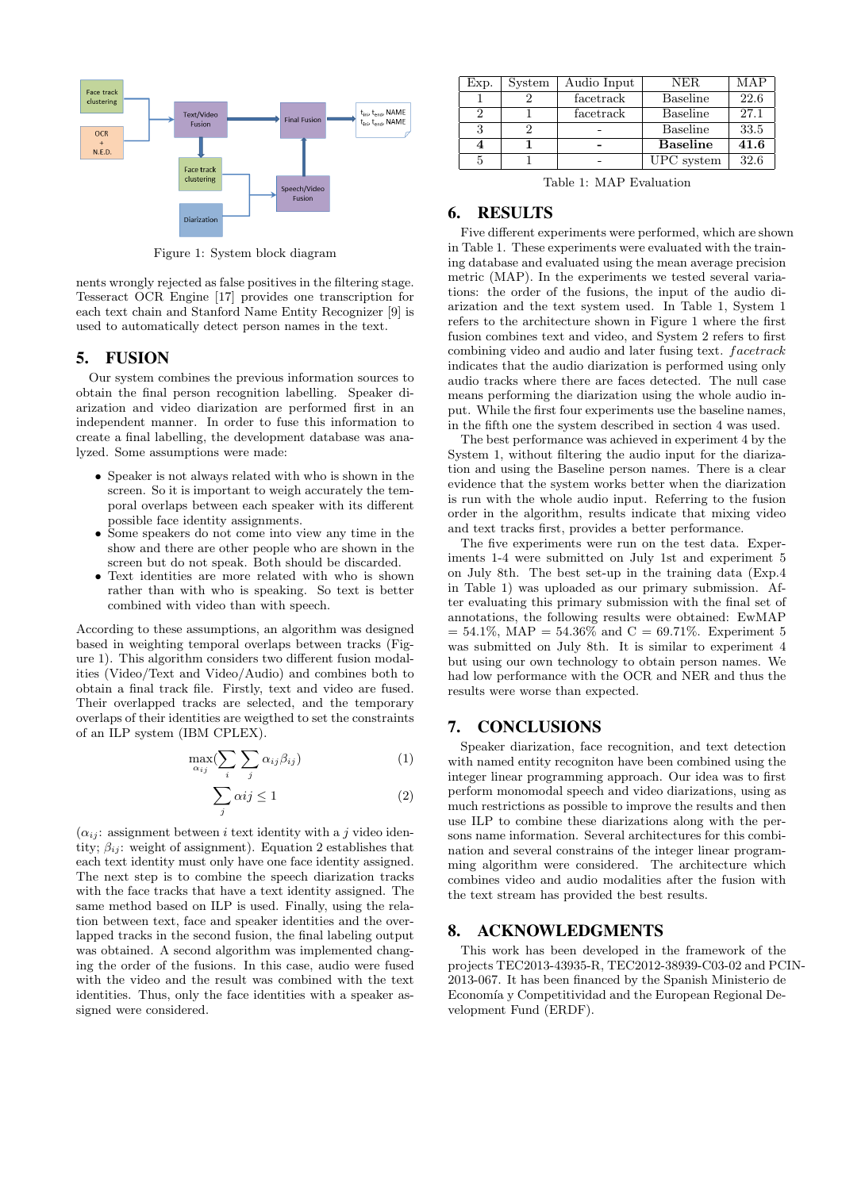Figure 1: System block diagram

nents wrongly rejected as false positives in the filtering stage. Tesseract OCR Engine [17] provides one transcription for each text chain and Stanford Name Entity Recognizer [9] is used to automatically detect person names in the text.

## 5. FUSION

Our system combines the previous information sources to obtain the final person recognition labelling. Speaker diarization and video diarization are performed first in an independent manner. In order to fuse this information to create a final labelling, the development database was analyzed. Some assumptions were made:

- Speaker is not always related with who is shown in the screen. So it is important to weigh accurately the temporal overlaps between each speaker with its different possible face identity assignments.
- Some speakers do not come into view any time in the show and there are other people who are shown in the screen but do not speak. Both should be discarded.
- Text identities are more related with who is shown rather than with who is speaking. So text is better combined with video than with speech.

According to these assumptions, an algorithm was designed based in weighting temporal overlaps between tracks (Figure 1). This algorithm considers two different fusion modalities (Video/Text and Video/Audio) and combines both to obtain a final track file. Firstly, text and video are fused. Their overlapped tracks are selected, and the temporary overlaps of their identities are weigthed to set the constraints of an ILP system (IBM CPLEX).

$$\max_{\alpha_{ij}} \left( \sum_i \sum_j \alpha_{ij} \beta_{ij} \right) \tag{1}$$

$$\sum_j \alpha ij \leq 1 \tag{2}$$

($\alpha_{ij}$: assignment between $i$ text identity with a $j$ video identity; $\beta_{ij}$: weight of assignment). Equation 2 establishes that each text identity must only have one face identity assigned. The next step is to combine the speech diarization tracks with the face tracks that have a text identity assigned. The same method based on ILP is used. Finally, using the relation between text, face and speaker identities and the overlapped tracks in the second fusion, the final labeling output was obtained. A second algorithm was implemented changing the order of the fusions. In this case, audio were fused with the video and the result was combined with the text identities. Thus, only the face identities with a speaker assigned were considered.

| Exp. | System | Audio Input | NER | MAP |
|---|---|---|---|---|
| 1 | 2 | facetrack | Baseline | 22.6 |
| 2 | 1 | facetrack | Baseline | 27.1 |
| 3 | 2 | - | Baseline | 33.5 |
| **4** | **1** | **-** | **Baseline** | **41.6** |
| 5 | 1 | - | UPC system | 32.6 |

Table 1: MAP Evaluation

## 6. RESULTS

Five different experiments were performed, which are shown in Table 1. These experiments were evaluated with the training database and evaluated using the mean average precision metric (MAP). In the experiments we tested several variations: the order of the fusions, the input of the audio diarization and the text system used. In Table 1, System 1 refers to the architecture shown in Figure 1 where the first fusion combines text and video, and System 2 refers to first combining video and audio and later fusing text. *facetrack* indicates that the audio diarization is performed using only audio tracks where there are faces detected. The null case means performing the diarization using the whole audio input. While the first four experiments use the baseline names, in the fifth one the system described in section 4 was used.

The best performance was achieved in experiment 4 by the System 1, without filtering the audio input for the diarization and using the Baseline person names. There is a clear evidence that the system works better when the diarization is run with the whole audio input. Referring to the fusion order in the algorithm, results indicate that mixing video and text tracks first, provides a better performance.

The five experiments were run on the test data. Experiments 1-4 were submitted on July 1st and experiment 5 on July 8th. The best set-up in the training data (Exp.4 in Table 1) was uploaded as our primary submission. After evaluating this primary submission with the final set of annotations, the following results were obtained: EwMAP = 54.1%, MAP = 54.36% and C = 69.71%. Experiment 5 was submitted on July 8th. It is similar to experiment 4 but using our own technology to obtain person names. We had low performance with the OCR and NER and thus the results were worse than expected.

## 7. CONCLUSIONS

Speaker diarization, face recognition, and text detection with named entity recogniton have been combined using the integer linear programming approach. Our idea was to first perform monomodal speech and video diarizations, using as much restrictions as possible to improve the results and then use ILP to combine these diarizations along with the persons name information. Several architectures for this combination and several constrains of the integer linear programming algorithm were considered. The architecture which combines video and audio modalities after the fusion with the text stream has provided the best results.

## 8. ACKNOWLEDGMENTS

This work has been developed in the framework of the projects TEC2013-43935-R, TEC2012-38939-C03-02 and PCIN-2013-067. It has been financed by the Spanish Ministerio de Economía y Competitividad and the European Regional Development Fund (ERDF).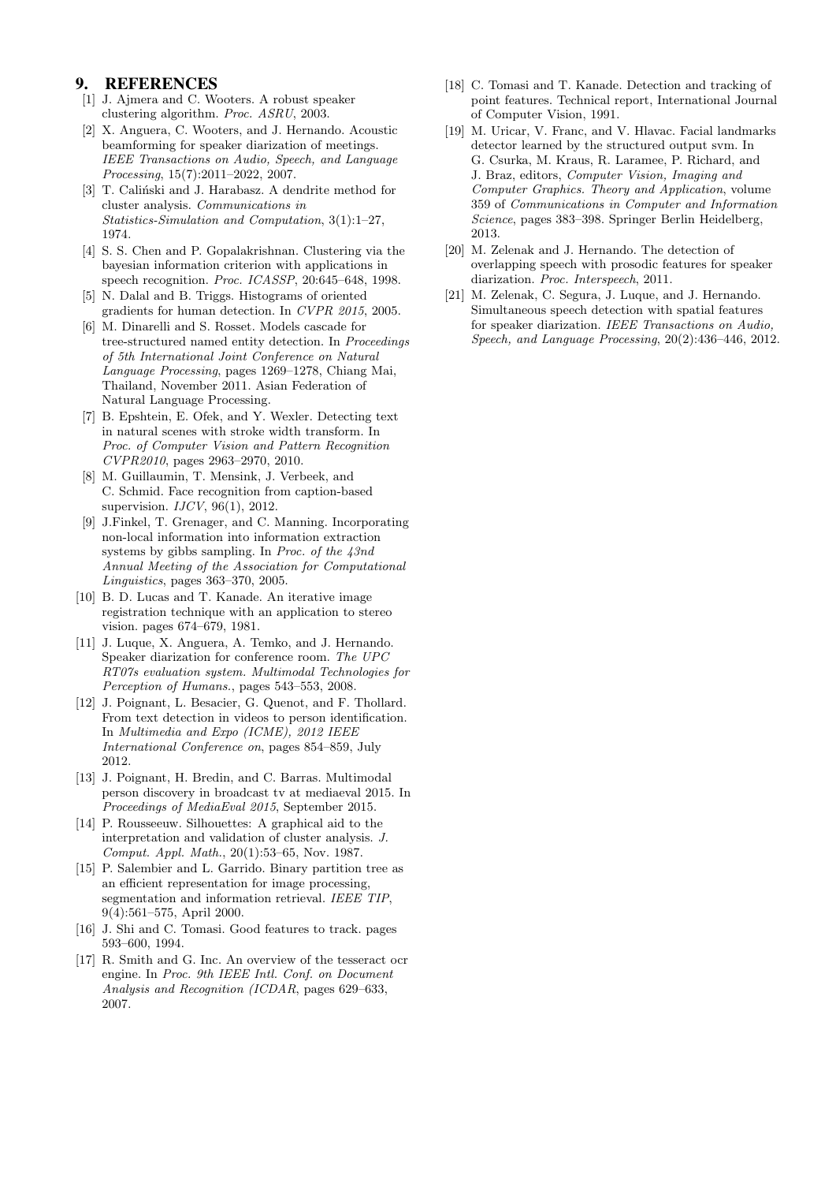## 9. REFERENCES

[1] J. Ajmera and C. Wooters. A robust speaker clustering algorithm. *Proc. ASRU*, 2003.

[2] X. Anguera, C. Wooters, and J. Hernando. Acoustic beamforming for speaker diarization of meetings. *IEEE Transactions on Audio, Speech, and Language Processing*, 15(7):2011–2022, 2007.

[3] T. Caliński and J. Harabasz. A dendrite method for cluster analysis. *Communications in Statistics-Simulation and Computation*, 3(1):1–27, 1974.

[4] S. S. Chen and P. Gopalakrishnan. Clustering via the bayesian information criterion with applications in speech recognition. *Proc. ICASSP*, 20:645–648, 1998.

[5] N. Dalal and B. Triggs. Histograms of oriented gradients for human detection. In *CVPR 2015*, 2005.

[6] M. Dinarelli and S. Rosset. Models cascade for tree-structured named entity detection. In *Proceedings of 5th International Joint Conference on Natural Language Processing*, pages 1269–1278, Chiang Mai, Thailand, November 2011. Asian Federation of Natural Language Processing.

[7] B. Epshtein, E. Ofek, and Y. Wexler. Detecting text in natural scenes with stroke width transform. In *Proc. of Computer Vision and Pattern Recognition CVPR2010*, pages 2963–2970, 2010.

[8] M. Guillaumin, T. Mensink, J. Verbeek, and C. Schmid. Face recognition from caption-based supervision. *IJCV*, 96(1), 2012.

[9] J.Finkel, T. Grenager, and C. Manning. Incorporating non-local information into information extraction systems by gibbs sampling. In *Proc. of the 43nd Annual Meeting of the Association for Computational Linguistics*, pages 363–370, 2005.

[10] B. D. Lucas and T. Kanade. An iterative image registration technique with an application to stereo vision. pages 674–679, 1981.

[11] J. Luque, X. Anguera, A. Temko, and J. Hernando. Speaker diarization for conference room. *The UPC RT07s evaluation system. Multimodal Technologies for Perception of Humans.*, pages 543–553, 2008.

[12] J. Poignant, L. Besacier, G. Quenot, and F. Thollard. From text detection in videos to person identification. In *Multimedia and Expo (ICME), 2012 IEEE International Conference on*, pages 854–859, July 2012.

[13] J. Poignant, H. Bredin, and C. Barras. Multimodal person discovery in broadcast tv at mediaeval 2015. In *Proceedings of MediaEval 2015*, September 2015.

[14] P. Rousseeuw. Silhouettes: A graphical aid to the interpretation and validation of cluster analysis. *J. Comput. Appl. Math.*, 20(1):53–65, Nov. 1987.

[15] P. Salembier and L. Garrido. Binary partition tree as an efficient representation for image processing, segmentation and information retrieval. *IEEE TIP*, 9(4):561–575, April 2000.

[16] J. Shi and C. Tomasi. Good features to track. pages 593–600, 1994.

[17] R. Smith and G. Inc. An overview of the tesseract ocr engine. In *Proc. 9th IEEE Intl. Conf. on Document Analysis and Recognition (ICDAR*, pages 629–633, 2007.

[18] C. Tomasi and T. Kanade. Detection and tracking of point features. Technical report, International Journal of Computer Vision, 1991.

[19] M. Uricar, V. Franc, and V. Hlavac. Facial landmarks detector learned by the structured output svm. In G. Csurka, M. Kraus, R. Laramee, P. Richard, and J. Braz, editors, *Computer Vision, Imaging and Computer Graphics. Theory and Application*, volume 359 of *Communications in Computer and Information Science*, pages 383–398. Springer Berlin Heidelberg, 2013.

[20] M. Zelenak and J. Hernando. The detection of overlapping speech with prosodic features for speaker diarization. *Proc. Interspeech*, 2011.

[21] M. Zelenak, C. Segura, J. Luque, and J. Hernando. Simultaneous speech detection with spatial features for speaker diarization. *IEEE Transactions on Audio, Speech, and Language Processing*, 20(2):436–446, 2012.